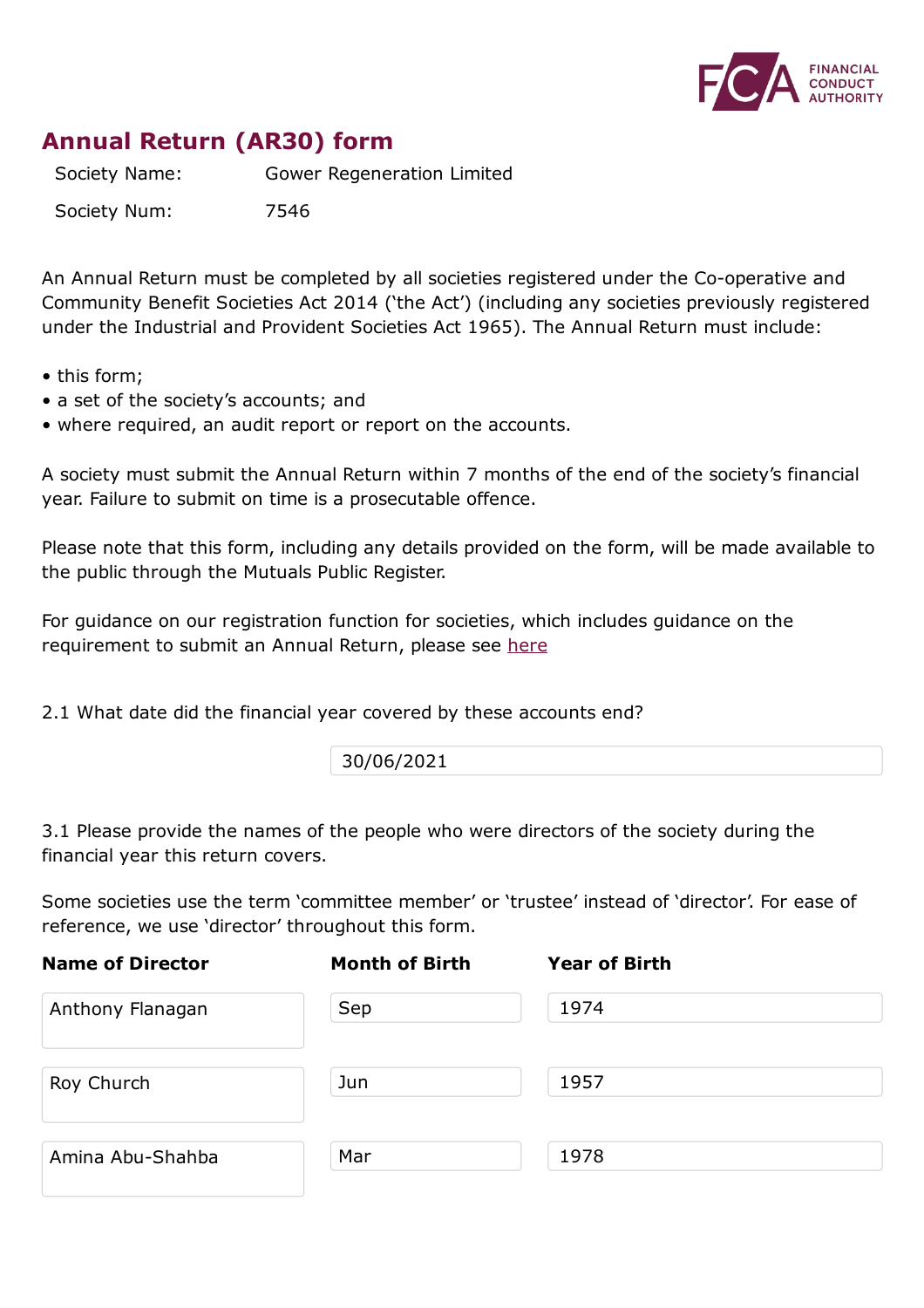# Annual Return (AR30) form

| | |
|---|---|
| Society Name: | Gower Regeneration Limited |
| Society Num: | 7546 |

An Annual Return must be completed by all societies registered under the Co-operative and Community Benefit Societies Act 2014 ('the Act') (including any societies previously registered under the Industrial and Provident Societies Act 1965). The Annual Return must include:

- this form;
- a set of the society's accounts; and
- where required, an audit report or report on the accounts.

A society must submit the Annual Return within 7 months of the end of the society's financial year. Failure to submit on time is a prosecutable offence.

Please note that this form, including any details provided on the form, will be made available to the public through the Mutuals Public Register.

For guidance on our registration function for societies, which includes guidance on the requirement to submit an Annual Return, please see here

2.1 What date did the financial year covered by these accounts end?

30/06/2021

3.1 Please provide the names of the people who were directors of the society during the financial year this return covers.

Some societies use the term 'committee member' or 'trustee' instead of 'director'. For ease of reference, we use 'director' throughout this form.

| Name of Director | Month of Birth | Year of Birth |
|---|---|---|
| Anthony Flanagan | Sep | 1974 |
| Roy Church | Jun | 1957 |
| Amina Abu-Shahba | Mar | 1978 |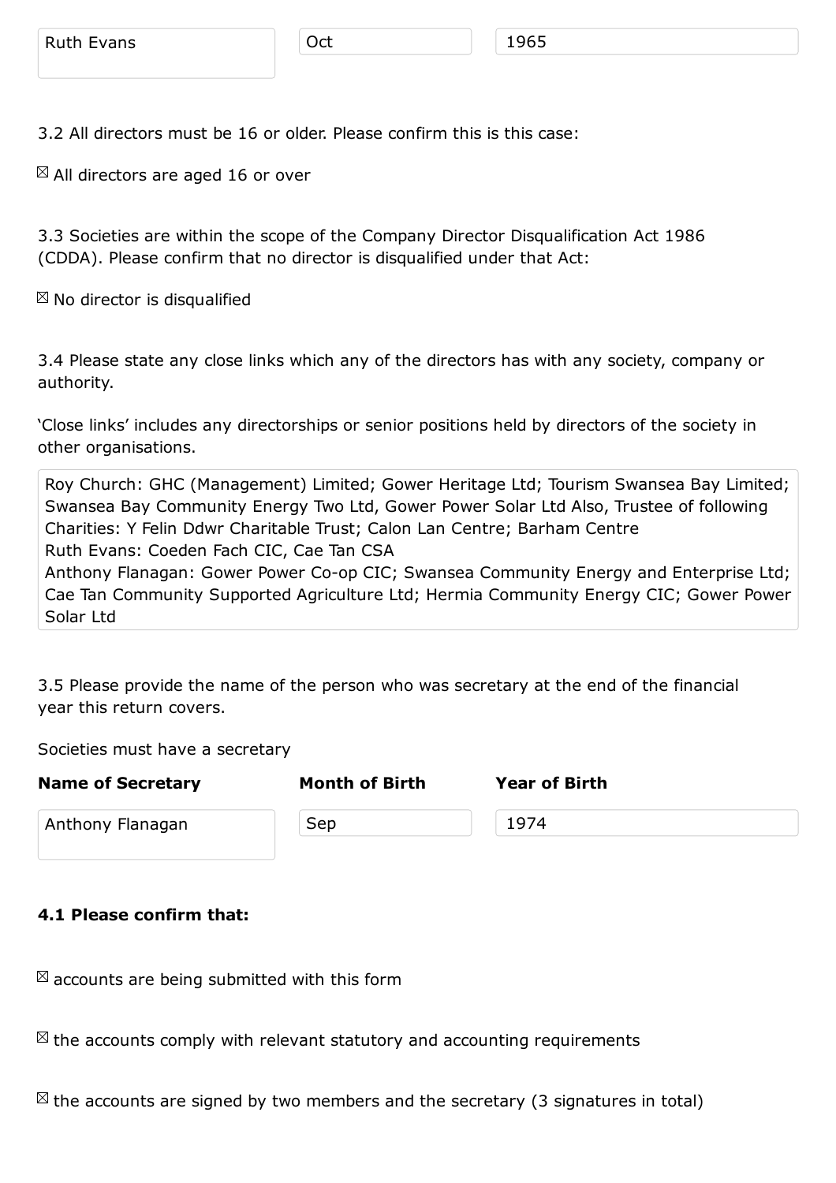| | | |
|---|---|---|
| Ruth Evans | Oct | 1965 |

3.2 All directors must be 16 or older. Please confirm this is this case:

☒ All directors are aged 16 or over

3.3 Societies are within the scope of the Company Director Disqualification Act 1986 (CDDA). Please confirm that no director is disqualified under that Act:

☒ No director is disqualified

3.4 Please state any close links which any of the directors has with any society, company or authority.

'Close links' includes any directorships or senior positions held by directors of the society in other organisations.

Roy Church: GHC (Management) Limited; Gower Heritage Ltd; Tourism Swansea Bay Limited; Swansea Bay Community Energy Two Ltd, Gower Power Solar Ltd Also, Trustee of following Charities: Y Felin Ddwr Charitable Trust; Calon Lan Centre; Barham Centre
Ruth Evans: Coeden Fach CIC, Cae Tan CSA
Anthony Flanagan: Gower Power Co-op CIC; Swansea Community Energy and Enterprise Ltd; Cae Tan Community Supported Agriculture Ltd; Hermia Community Energy CIC; Gower Power Solar Ltd

3.5 Please provide the name of the person who was secretary at the end of the financial year this return covers.

Societies must have a secretary

| Name of Secretary | Month of Birth | Year of Birth |
|---|---|---|
| Anthony Flanagan | Sep | 1974 |

**4.1 Please confirm that:**

☒ accounts are being submitted with this form

☒ the accounts comply with relevant statutory and accounting requirements

☒ the accounts are signed by two members and the secretary (3 signatures in total)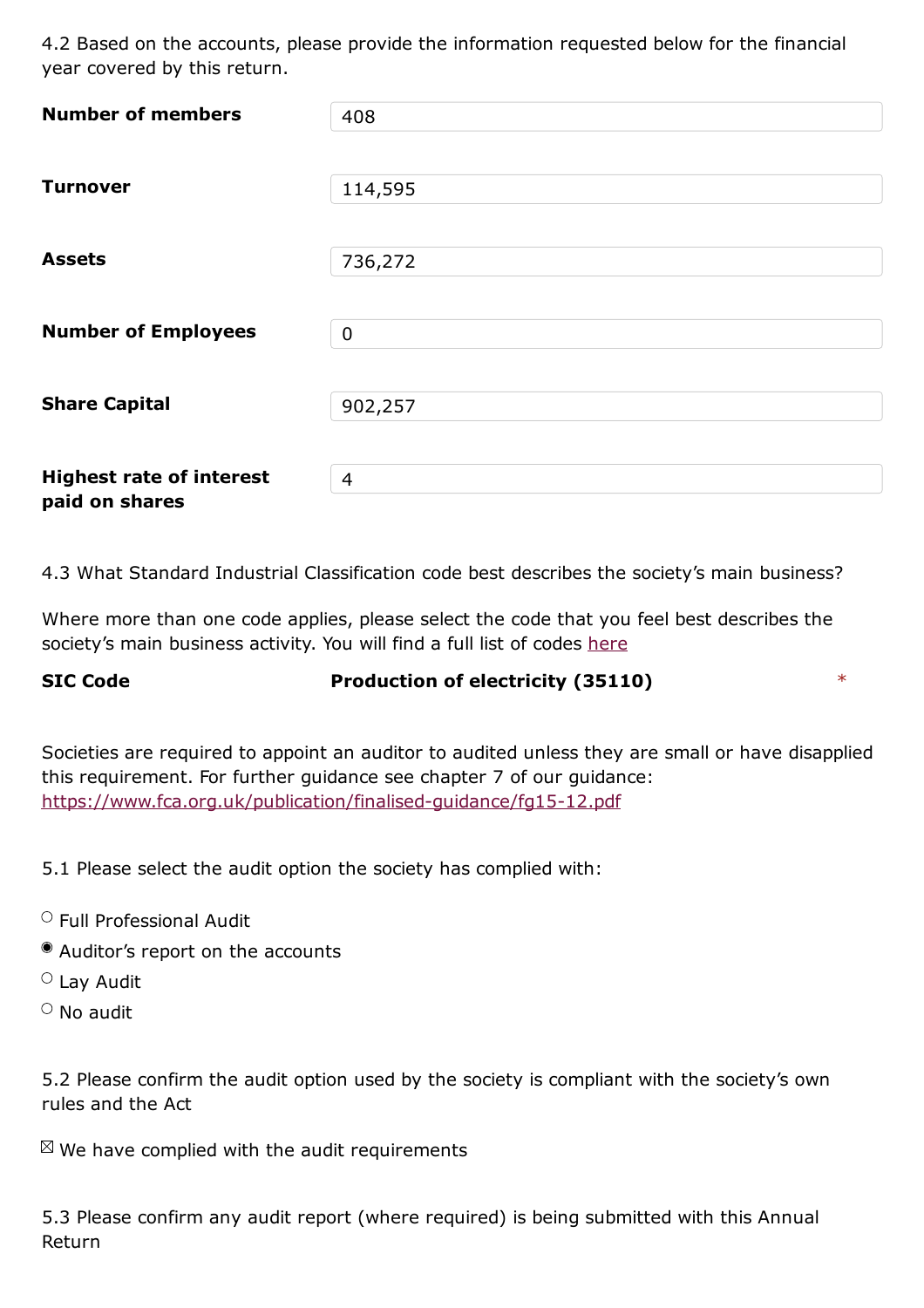4.2 Based on the accounts, please provide the information requested below for the financial year covered by this return.

| | |
|---|---|
| **Number of members** | 408 |
| **Turnover** | 114,595 |
| **Assets** | 736,272 |
| **Number of Employees** | 0 |
| **Share Capital** | 902,257 |
| **Highest rate of interest paid on shares** | 4 |

4.3 What Standard Industrial Classification code best describes the society's main business?

Where more than one code applies, please select the code that you feel best describes the society's main business activity. You will find a full list of codes here

**SIC Code** **Production of electricity (35110)** *

Societies are required to appoint an auditor to audited unless they are small or have disapplied this requirement. For further guidance see chapter 7 of our guidance: https://www.fca.org.uk/publication/finalised-guidance/fg15-12.pdf

5.1 Please select the audit option the society has complied with:

- ○ Full Professional Audit
- ◉ Auditor's report on the accounts
- ○ Lay Audit
- ○ No audit

5.2 Please confirm the audit option used by the society is compliant with the society's own rules and the Act

☒ We have complied with the audit requirements

5.3 Please confirm any audit report (where required) is being submitted with this Annual Return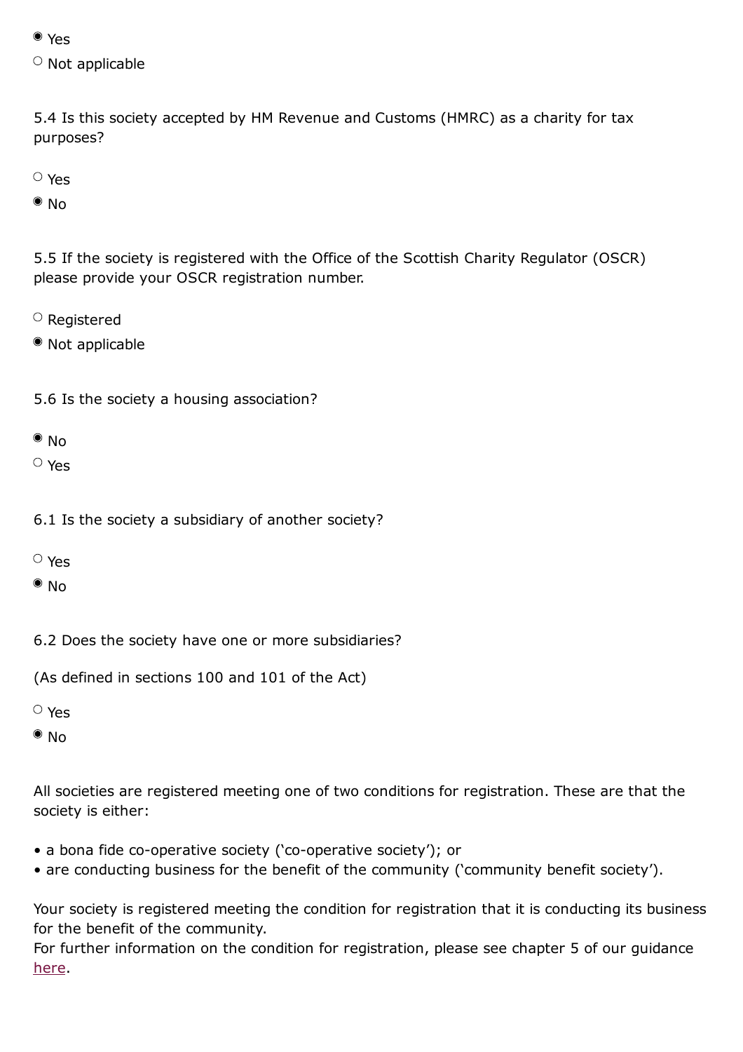◉ Yes

○ Not applicable

5.4 Is this society accepted by HM Revenue and Customs (HMRC) as a charity for tax purposes?

○ Yes

◉ No

5.5 If the society is registered with the Office of the Scottish Charity Regulator (OSCR) please provide your OSCR registration number.

○ Registered

◉ Not applicable

5.6 Is the society a housing association?

◉ No

○ Yes

6.1 Is the society a subsidiary of another society?

○ Yes

◉ No

6.2 Does the society have one or more subsidiaries?

(As defined in sections 100 and 101 of the Act)

○ Yes

◉ No

All societies are registered meeting one of two conditions for registration. These are that the society is either:

- a bona fide co-operative society ('co-operative society'); or
- are conducting business for the benefit of the community ('community benefit society').

Your society is registered meeting the condition for registration that it is conducting its business for the benefit of the community.
For further information on the condition for registration, please see chapter 5 of our guidance here.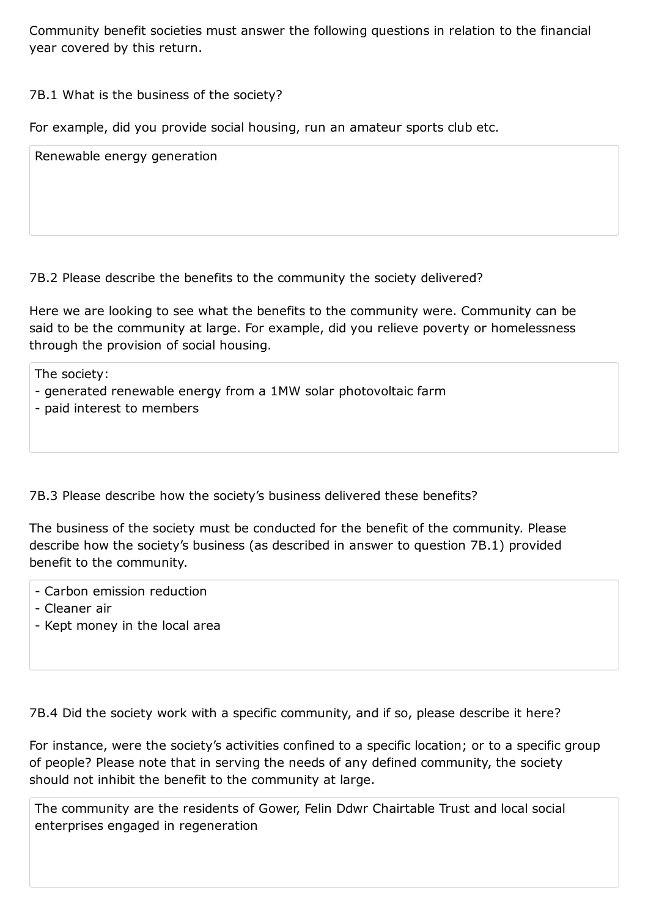Community benefit societies must answer the following questions in relation to the financial year covered by this return.

7B.1 What is the business of the society?

For example, did you provide social housing, run an amateur sports club etc.

> Renewable energy generation

7B.2 Please describe the benefits to the community the society delivered?

Here we are looking to see what the benefits to the community were. Community can be said to be the community at large. For example, did you relieve poverty or homelessness through the provision of social housing.

> The society:
> - generated renewable energy from a 1MW solar photovoltaic farm
> - paid interest to members

7B.3 Please describe how the society's business delivered these benefits?

The business of the society must be conducted for the benefit of the community. Please describe how the society's business (as described in answer to question 7B.1) provided benefit to the community.

> - Carbon emission reduction
> - Cleaner air
> - Kept money in the local area

7B.4 Did the society work with a specific community, and if so, please describe it here?

For instance, were the society's activities confined to a specific location; or to a specific group of people? Please note that in serving the needs of any defined community, the society should not inhibit the benefit to the community at large.

> The community are the residents of Gower, Felin Ddwr Chairtable Trust and local social enterprises engaged in regeneration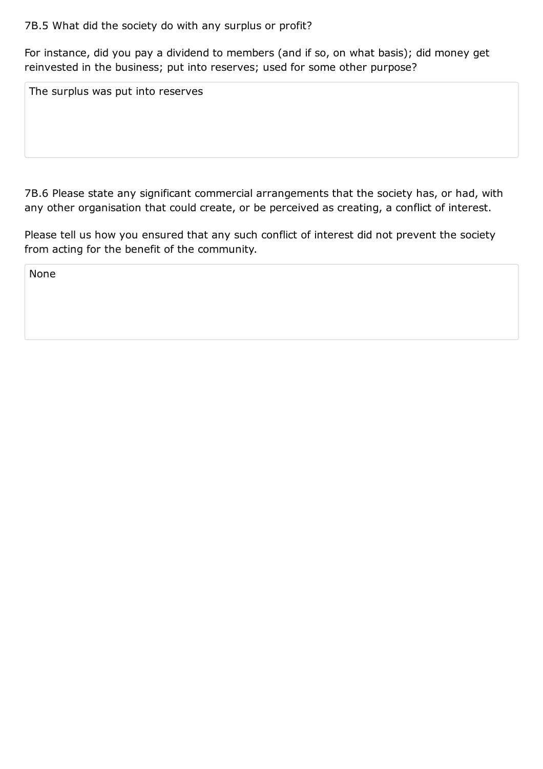7B.5 What did the society do with any surplus or profit?

For instance, did you pay a dividend to members (and if so, on what basis); did money get reinvested in the business; put into reserves; used for some other purpose?

The surplus was put into reserves

7B.6 Please state any significant commercial arrangements that the society has, or had, with any other organisation that could create, or be perceived as creating, a conflict of interest.

Please tell us how you ensured that any such conflict of interest did not prevent the society from acting for the benefit of the community.

None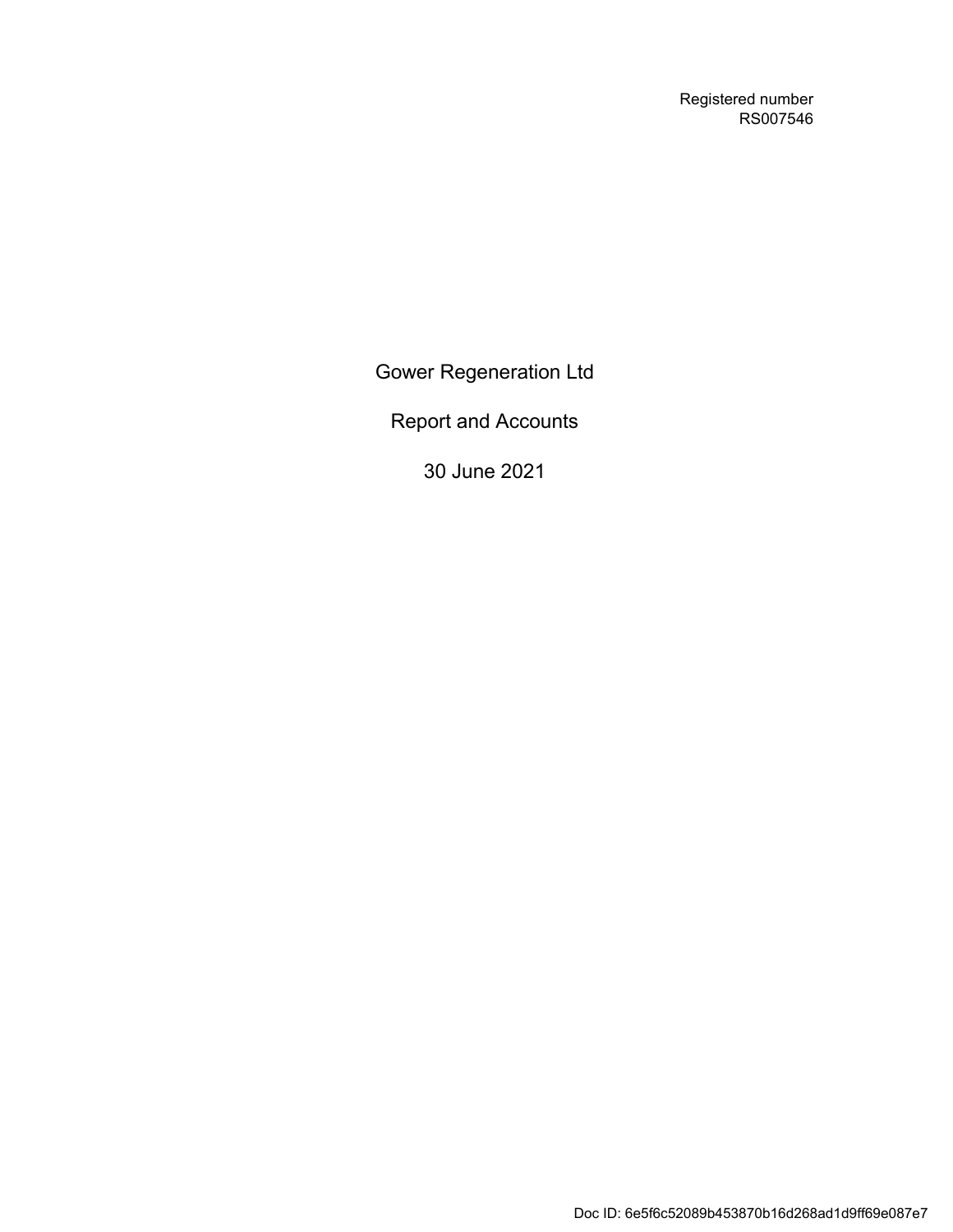Registered number
RS007546

# Gower Regeneration Ltd

## Report and Accounts

## 30 June 2021

Doc ID: 6e5f6c52089b453870b16d268ad1d9ff69e087e7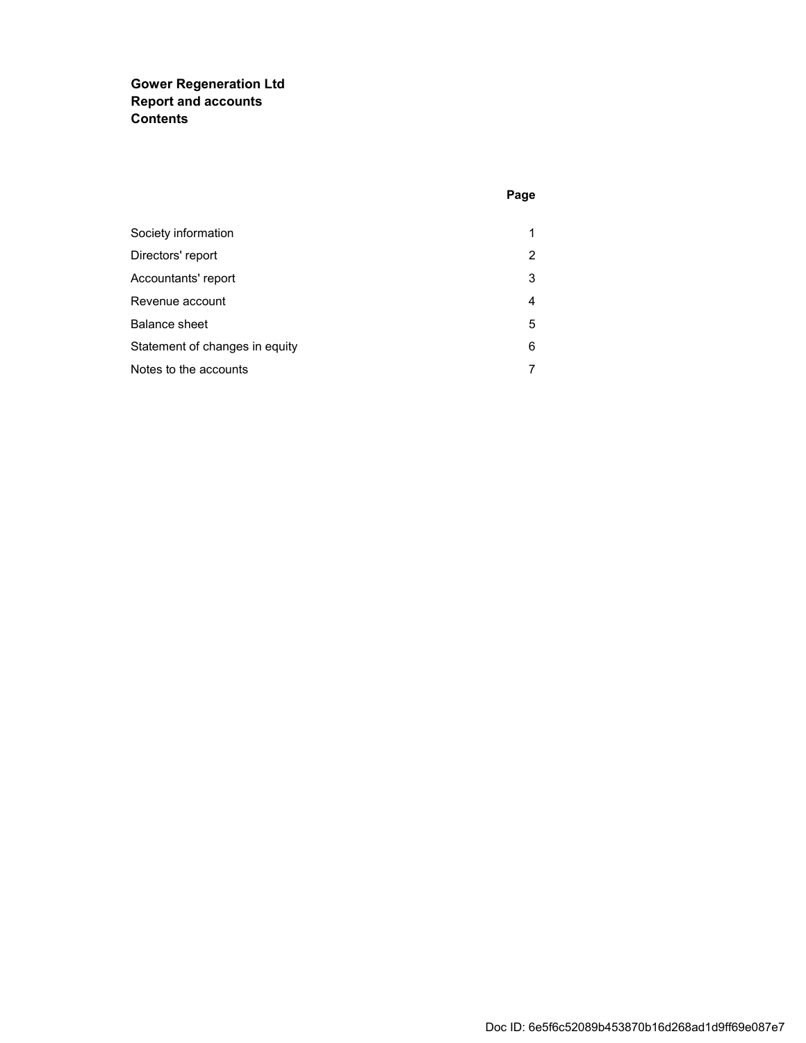**Gower Regeneration Ltd**
**Report and accounts**
**Contents**

| | Page |
|---|---|
| Society information | 1 |
| Directors' report | 2 |
| Accountants' report | 3 |
| Revenue account | 4 |
| Balance sheet | 5 |
| Statement of changes in equity | 6 |
| Notes to the accounts | 7 |

Doc ID: 6e5f6c52089b453870b16d268ad1d9ff69e087e7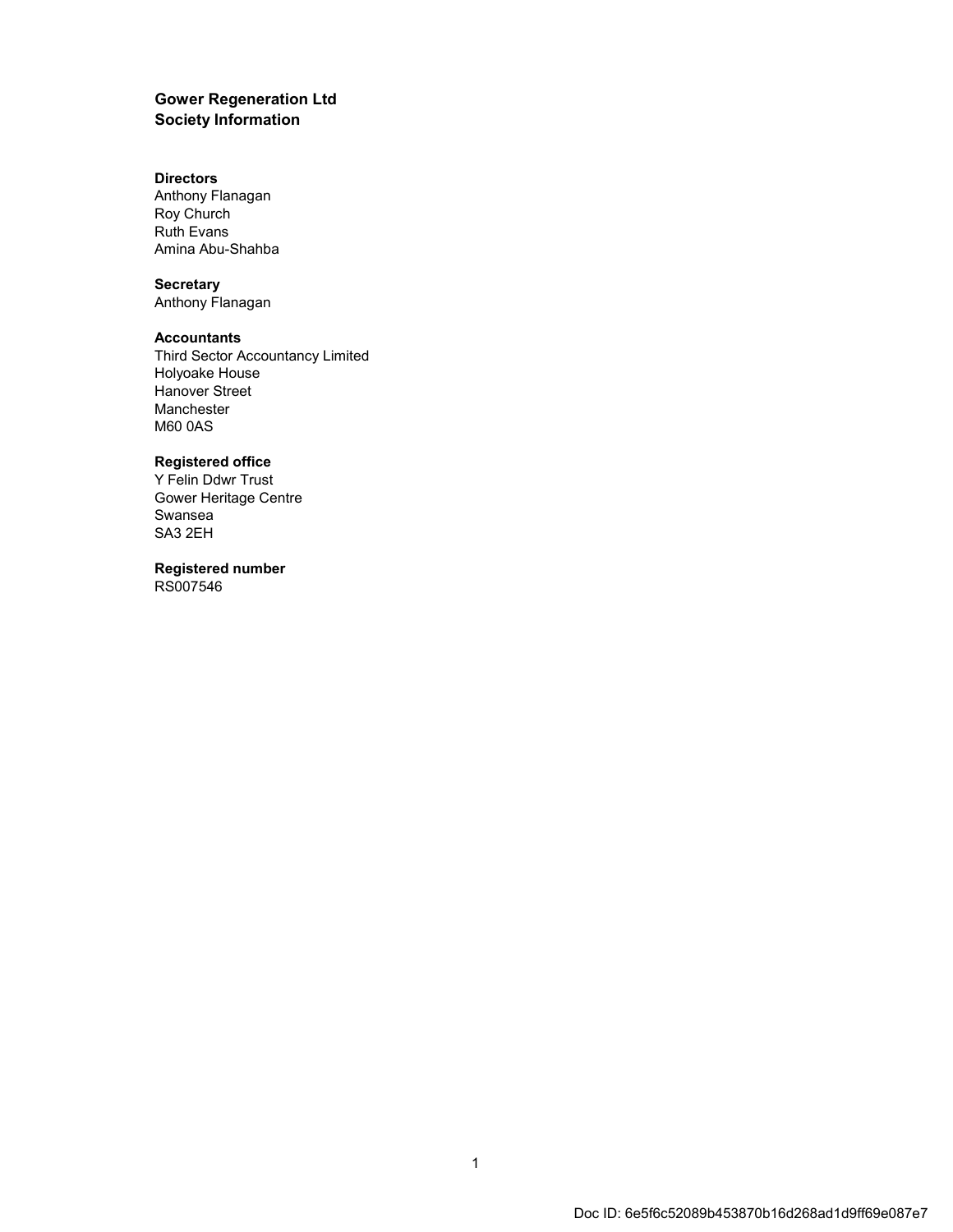**Gower Regeneration Ltd**
**Society Information**

**Directors**
Anthony Flanagan
Roy Church
Ruth Evans
Amina Abu-Shahba

**Secretary**
Anthony Flanagan

**Accountants**
Third Sector Accountancy Limited
Holyoake House
Hanover Street
Manchester
M60 0AS

**Registered office**
Y Felin Ddwr Trust
Gower Heritage Centre
Swansea
SA3 2EH

**Registered number**
RS007546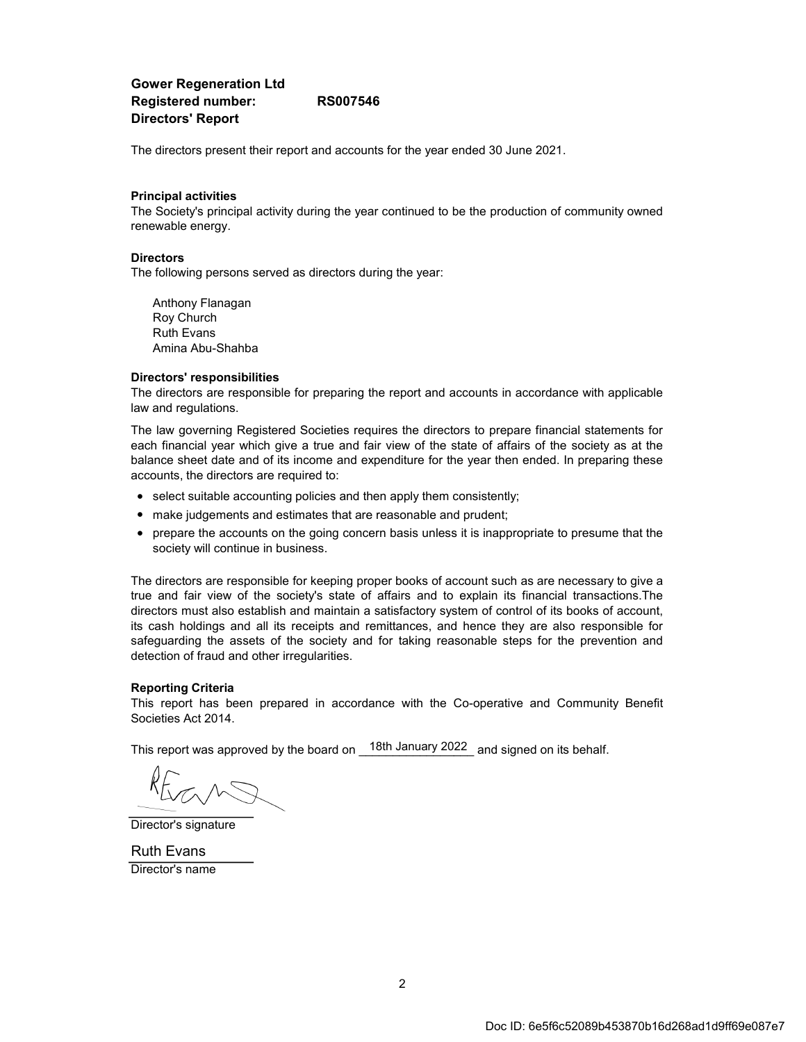**Gower Regeneration Ltd**
**Registered number: RS007546**
**Directors' Report**

The directors present their report and accounts for the year ended 30 June 2021.

**Principal activities**
The Society's principal activity during the year continued to be the production of community owned renewable energy.

**Directors**
The following persons served as directors during the year:

Anthony Flanagan
Roy Church
Ruth Evans
Amina Abu-Shahba

**Directors' responsibilities**
The directors are responsible for preparing the report and accounts in accordance with applicable law and regulations.

The law governing Registered Societies requires the directors to prepare financial statements for each financial year which give a true and fair view of the state of affairs of the society as at the balance sheet date and of its income and expenditure for the year then ended. In preparing these accounts, the directors are required to:

- select suitable accounting policies and then apply them consistently;
- make judgements and estimates that are reasonable and prudent;
- prepare the accounts on the going concern basis unless it is inappropriate to presume that the society will continue in business.

The directors are responsible for keeping proper books of account such as are necessary to give a true and fair view of the society's state of affairs and to explain its financial transactions.The directors must also establish and maintain a satisfactory system of control of its books of account, its cash holdings and all its receipts and remittances, and hence they are also responsible for safeguarding the assets of the society and for taking reasonable steps for the prevention and detection of fraud and other irregularities.

**Reporting Criteria**
This report has been prepared in accordance with the Co-operative and Community Benefit Societies Act 2014.

This report was approved by the board on 18th January 2022 and signed on its behalf.

R Evans

Director's signature

Ruth Evans

Director's name

Doc ID: 6e5f6c52089b453870b16d268ad1d9ff69e087e7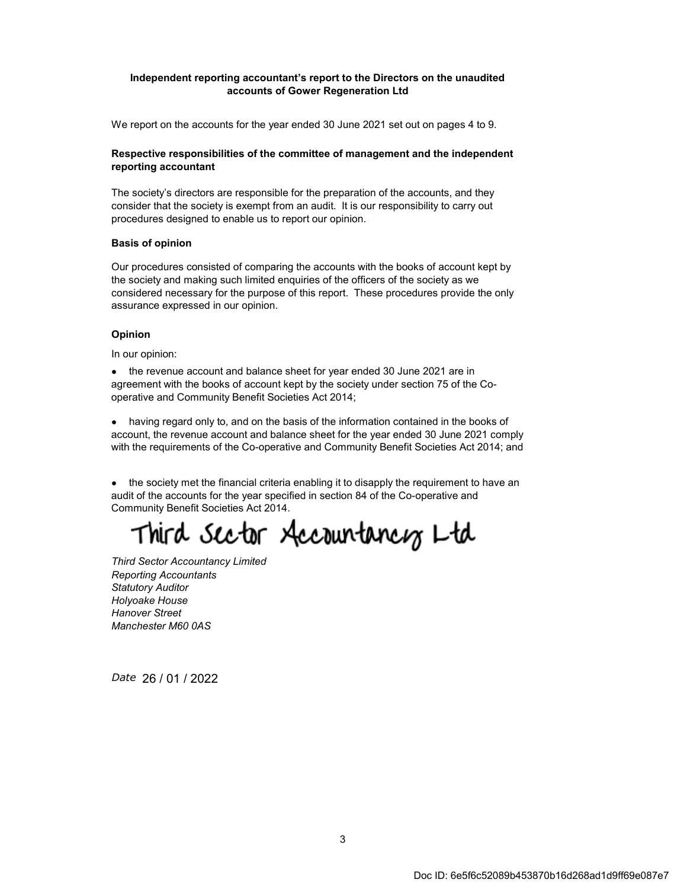**Independent reporting accountant's report to the Directors on the unaudited accounts of Gower Regeneration Ltd**

We report on the accounts for the year ended 30 June 2021 set out on pages 4 to 9.

**Respective responsibilities of the committee of management and the independent reporting accountant**

The society's directors are responsible for the preparation of the accounts, and they consider that the society is exempt from an audit. It is our responsibility to carry out procedures designed to enable us to report our opinion.

**Basis of opinion**

Our procedures consisted of comparing the accounts with the books of account kept by the society and making such limited enquiries of the officers of the society as we considered necessary for the purpose of this report. These procedures provide the only assurance expressed in our opinion.

**Opinion**

In our opinion:

- the revenue account and balance sheet for year ended 30 June 2021 are in agreement with the books of account kept by the society under section 75 of the Co-operative and Community Benefit Societies Act 2014;
- having regard only to, and on the basis of the information contained in the books of account, the revenue account and balance sheet for the year ended 30 June 2021 comply with the requirements of the Co-operative and Community Benefit Societies Act 2014; and
- the society met the financial criteria enabling it to disapply the requirement to have an audit of the accounts for the year specified in section 84 of the Co-operative and Community Benefit Societies Act 2014.

Third Sector Accountancy Ltd

*Third Sector Accountancy Limited*
*Reporting Accountants*
*Statutory Auditor*
*Holyoake House*
*Hanover Street*
*Manchester M60 0AS*

*Date* 26 / 01 / 2022

Doc ID: 6e5f6c52089b453870b16d268ad1d9ff69e087e7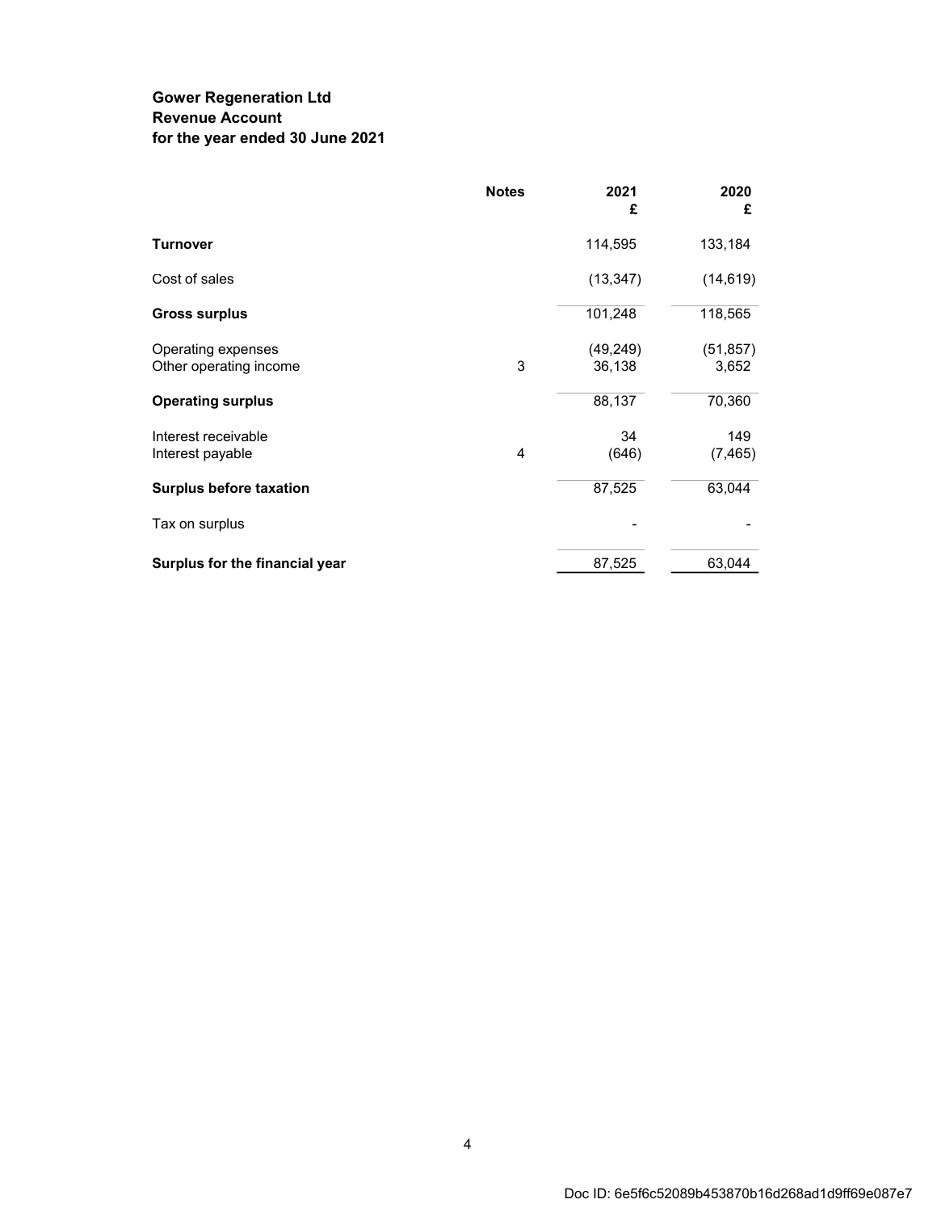**Gower Regeneration Ltd**
**Revenue Account**
**for the year ended 30 June 2021**

| | Notes | 2021<br>£ | 2020<br>£ |
|---|---|---|---|
| **Turnover** | | 114,595 | 133,184 |
| Cost of sales | | (13,347) | (14,619) |
| **Gross surplus** | | 101,248 | 118,565 |
| Operating expenses | | (49,249) | (51,857) |
| Other operating income | 3 | 36,138 | 3,652 |
| **Operating surplus** | | 88,137 | 70,360 |
| Interest receivable | | 34 | 149 |
| Interest payable | 4 | (646) | (7,465) |
| **Surplus before taxation** | | 87,525 | 63,044 |
| Tax on surplus | | - | - |
| **Surplus for the financial year** | | 87,525 | 63,044 |

Doc ID: 6e5f6c52089b453870b16d268ad1d9ff69e087e7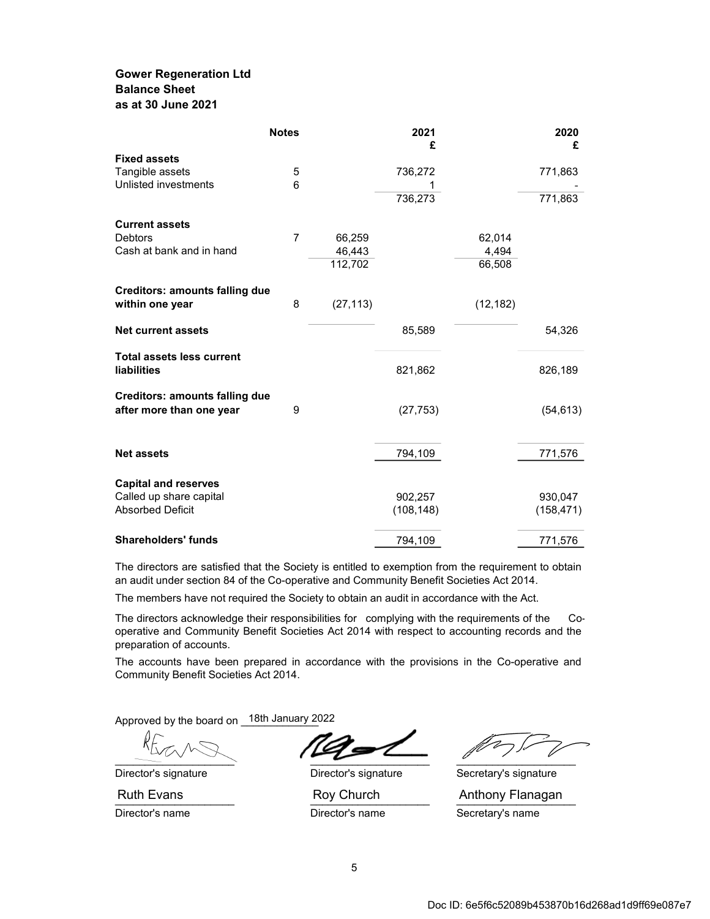**Gower Regeneration Ltd**
**Balance Sheet**
**as at 30 June 2021**

| | Notes | | 2021 £ | | 2020 £ |
|---|---|---|---|---|---|
| **Fixed assets** | | | | | |
| Tangible assets | 5 | | 736,272 | | 771,863 |
| Unlisted investments | 6 | | 1 | | - |
| | | | 736,273 | | 771,863 |
| **Current assets** | | | | | |
| Debtors | 7 | 66,259 | | 62,014 | |
| Cash at bank and in hand | | 46,443 | | 4,494 | |
| | | 112,702 | | 66,508 | |
| **Creditors: amounts falling due within one year** | 8 | (27,113) | | (12,182) | |
| **Net current assets** | | | 85,589 | | 54,326 |
| **Total assets less current liabilities** | | | 821,862 | | 826,189 |
| **Creditors: amounts falling due after more than one year** | 9 | | (27,753) | | (54,613) |
| **Net assets** | | | 794,109 | | 771,576 |
| **Capital and reserves** | | | | | |
| Called up share capital | | | 902,257 | | 930,047 |
| Absorbed Deficit | | | (108,148) | | (158,471) |
| **Shareholders' funds** | | | 794,109 | | 771,576 |

The directors are satisfied that the Society is entitled to exemption from the requirement to obtain an audit under section 84 of the Co-operative and Community Benefit Societies Act 2014.

The members have not required the Society to obtain an audit in accordance with the Act.

The directors acknowledge their responsibilities for complying with the requirements of the Co-operative and Community Benefit Societies Act 2014 with respect to accounting records and the preparation of accounts.

The accounts have been prepared in accordance with the provisions in the Co-operative and Community Benefit Societies Act 2014.

Approved by the board on 18th January 2022

| Director's signature | Director's signature | Secretary's signature |
|---|---|---|
| Ruth Evans | Roy Church | Anthony Flanagan |
| Director's name | Director's name | Secretary's name |

Doc ID: 6e5f6c52089b453870b16d268ad1d9ff69e087e7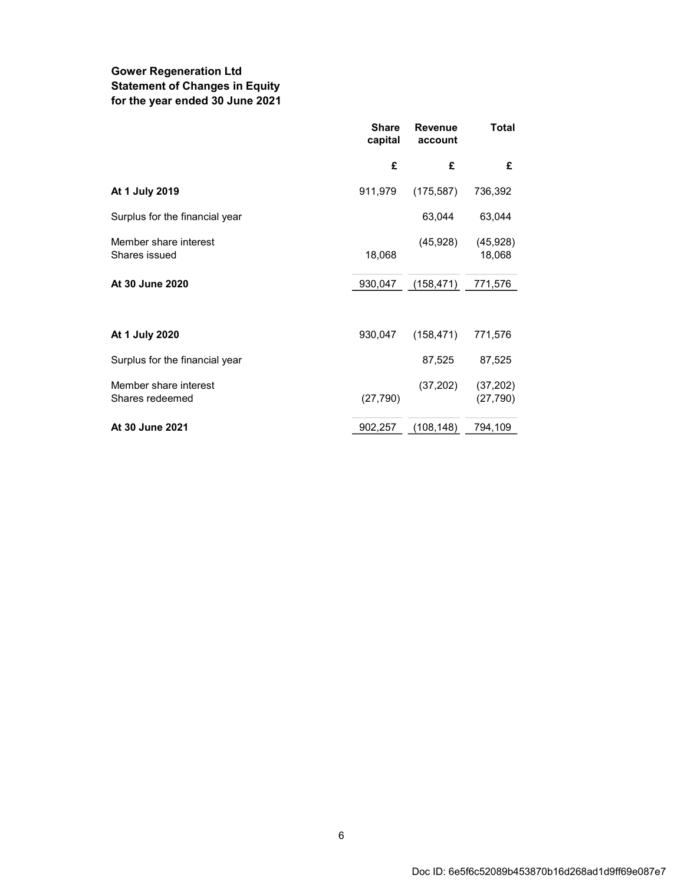**Gower Regeneration Ltd**
**Statement of Changes in Equity**
**for the year ended 30 June 2021**

| | Share capital | Revenue account | Total |
|---|---|---|---|
| | £ | £ | £ |
| **At 1 July 2019** | 911,979 | (175,587) | 736,392 |
| Surplus for the financial year | | 63,044 | 63,044 |
| Member share interest | | (45,928) | (45,928) |
| Shares issued | 18,068 | | 18,068 |
| **At 30 June 2020** | 930,047 | (158,471) | 771,576 |
| | | | |
| **At 1 July 2020** | 930,047 | (158,471) | 771,576 |
| Surplus for the financial year | | 87,525 | 87,525 |
| Member share interest | | (37,202) | (37,202) |
| Shares redeemed | (27,790) | | (27,790) |
| **At 30 June 2021** | 902,257 | (108,148) | 794,109 |

Doc ID: 6e5f6c52089b453870b16d268ad1d9ff69e087e7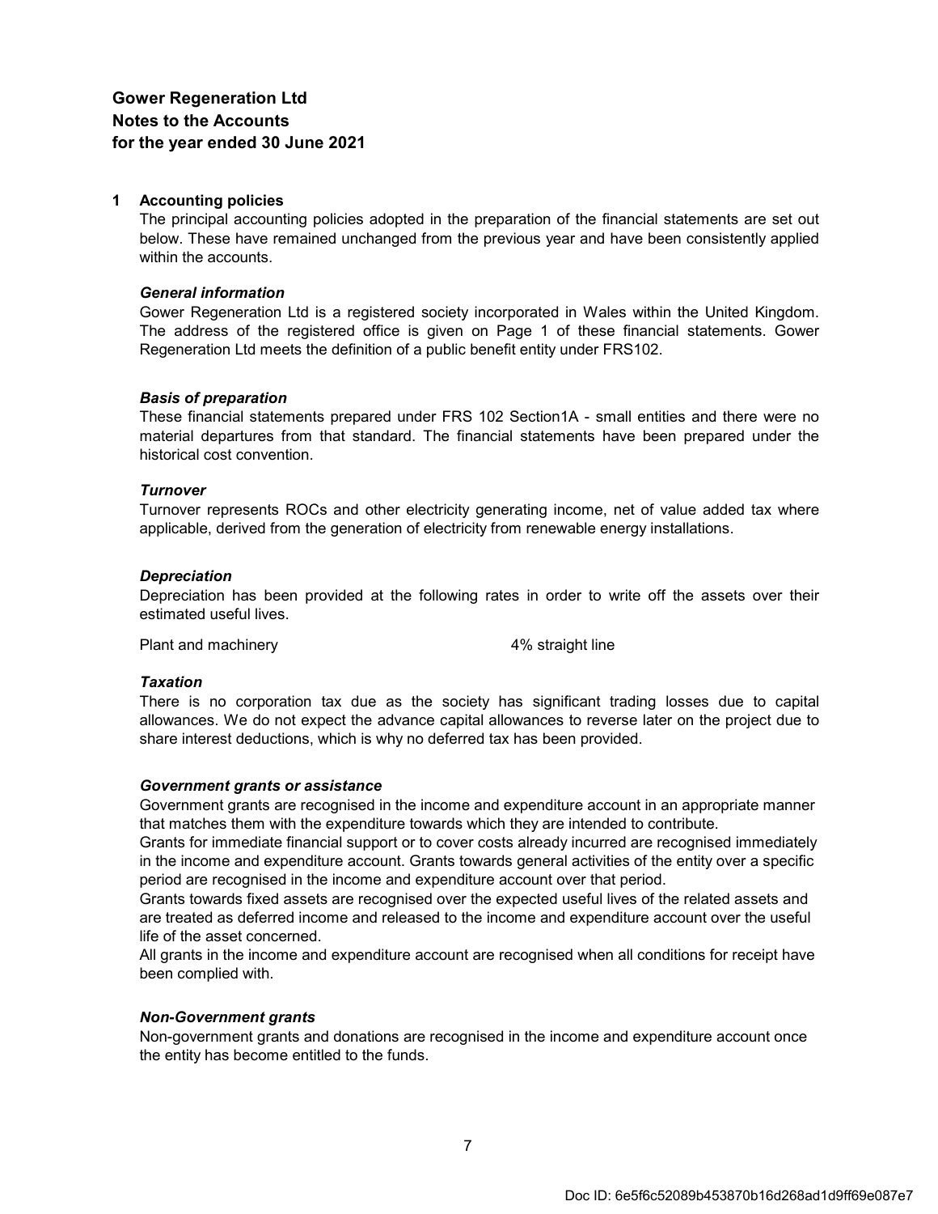**Gower Regeneration Ltd**
**Notes to the Accounts**
**for the year ended 30 June 2021**

## 1 Accounting policies

The principal accounting policies adopted in the preparation of the financial statements are set out below. These have remained unchanged from the previous year and have been consistently applied within the accounts.

### *General information*

Gower Regeneration Ltd is a registered society incorporated in Wales within the United Kingdom. The address of the registered office is given on Page 1 of these financial statements. Gower Regeneration Ltd meets the definition of a public benefit entity under FRS102.

### *Basis of preparation*

These financial statements prepared under FRS 102 Section1A - small entities and there were no material departures from that standard. The financial statements have been prepared under the historical cost convention.

### *Turnover*

Turnover represents ROCs and other electricity generating income, net of value added tax where applicable, derived from the generation of electricity from renewable energy installations.

### *Depreciation*

Depreciation has been provided at the following rates in order to write off the assets over their estimated useful lives.

| | |
|---|---|
| Plant and machinery | 4% straight line |

### *Taxation*

There is no corporation tax due as the society has significant trading losses due to capital allowances. We do not expect the advance capital allowances to reverse later on the project due to share interest deductions, which is why no deferred tax has been provided.

### *Government grants or assistance*

Government grants are recognised in the income and expenditure account in an appropriate manner that matches them with the expenditure towards which they are intended to contribute.

Grants for immediate financial support or to cover costs already incurred are recognised immediately in the income and expenditure account. Grants towards general activities of the entity over a specific period are recognised in the income and expenditure account over that period.

Grants towards fixed assets are recognised over the expected useful lives of the related assets and are treated as deferred income and released to the income and expenditure account over the useful life of the asset concerned.

All grants in the income and expenditure account are recognised when all conditions for receipt have been complied with.

### *Non-Government grants*

Non-government grants and donations are recognised in the income and expenditure account once the entity has become entitled to the funds.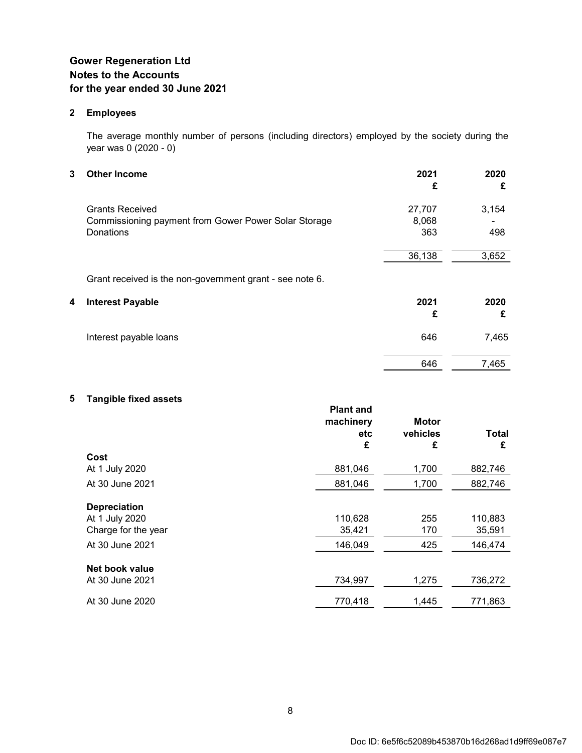**Gower Regeneration Ltd**
**Notes to the Accounts**
**for the year ended 30 June 2021**

## 2 Employees

The average monthly number of persons (including directors) employed by the society during the year was 0 (2020 - 0)

## 3 Other Income

| | 2021 £ | 2020 £ |
|---|---|---|
| Grants Received | 27,707 | 3,154 |
| Commissioning payment from Gower Power Solar Storage | 8,068 | - |
| Donations | 363 | 498 |
| | 36,138 | 3,652 |

Grant received is the non-government grant - see note 6.

## 4 Interest Payable

| | 2021 £ | 2020 £ |
|---|---|---|
| Interest payable loans | 646 | 7,465 |
| | 646 | 7,465 |

## 5 Tangible fixed assets

| | Plant and machinery etc £ | Motor vehicles £ | Total £ |
|---|---|---|---|
| **Cost** | | | |
| At 1 July 2020 | 881,046 | 1,700 | 882,746 |
| At 30 June 2021 | 881,046 | 1,700 | 882,746 |
| **Depreciation** | | | |
| At 1 July 2020 | 110,628 | 255 | 110,883 |
| Charge for the year | 35,421 | 170 | 35,591 |
| At 30 June 2021 | 146,049 | 425 | 146,474 |
| **Net book value** | | | |
| At 30 June 2021 | 734,997 | 1,275 | 736,272 |
| At 30 June 2020 | 770,418 | 1,445 | 771,863 |

Doc ID: 6e5f6c52089b453870b16d268ad1d9ff69e087e7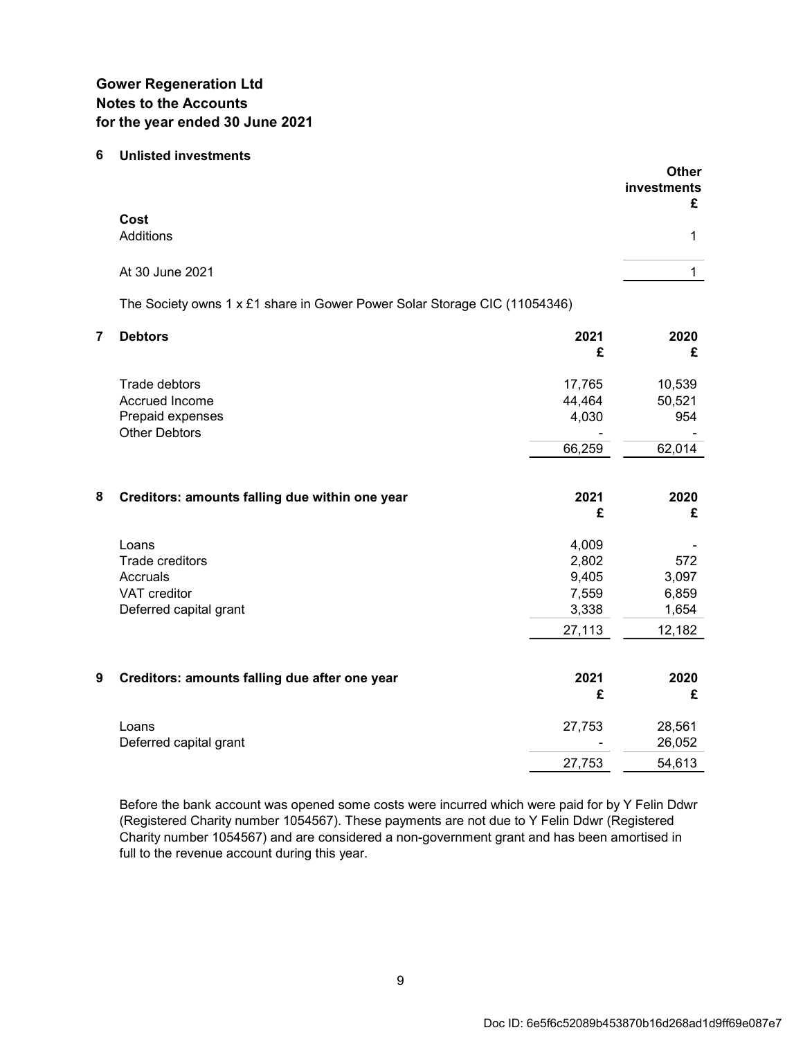**Gower Regeneration Ltd**
**Notes to the Accounts**
**for the year ended 30 June 2021**

## 6 Unlisted investments

| | Other investments £ |
|---|---|
| **Cost** | |
| Additions | 1 |
| At 30 June 2021 | 1 |

The Society owns 1 x £1 share in Gower Power Solar Storage CIC (11054346)

## 7 Debtors

| | 2021 £ | 2020 £ |
|---|---|---|
| Trade debtors | 17,765 | 10,539 |
| Accrued Income | 44,464 | 50,521 |
| Prepaid expenses | 4,030 | 954 |
| Other Debtors | - | - |
| | 66,259 | 62,014 |

## 8 Creditors: amounts falling due within one year

| | 2021 £ | 2020 £ |
|---|---|---|
| Loans | 4,009 | - |
| Trade creditors | 2,802 | 572 |
| Accruals | 9,405 | 3,097 |
| VAT creditor | 7,559 | 6,859 |
| Deferred capital grant | 3,338 | 1,654 |
| | 27,113 | 12,182 |

## 9 Creditors: amounts falling due after one year

| | 2021 £ | 2020 £ |
|---|---|---|
| Loans | 27,753 | 28,561 |
| Deferred capital grant | - | 26,052 |
| | 27,753 | 54,613 |

Before the bank account was opened some costs were incurred which were paid for by Y Felin Ddwr (Registered Charity number 1054567). These payments are not due to Y Felin Ddwr (Registered Charity number 1054567) and are considered a non-government grant and has been amortised in full to the revenue account during this year.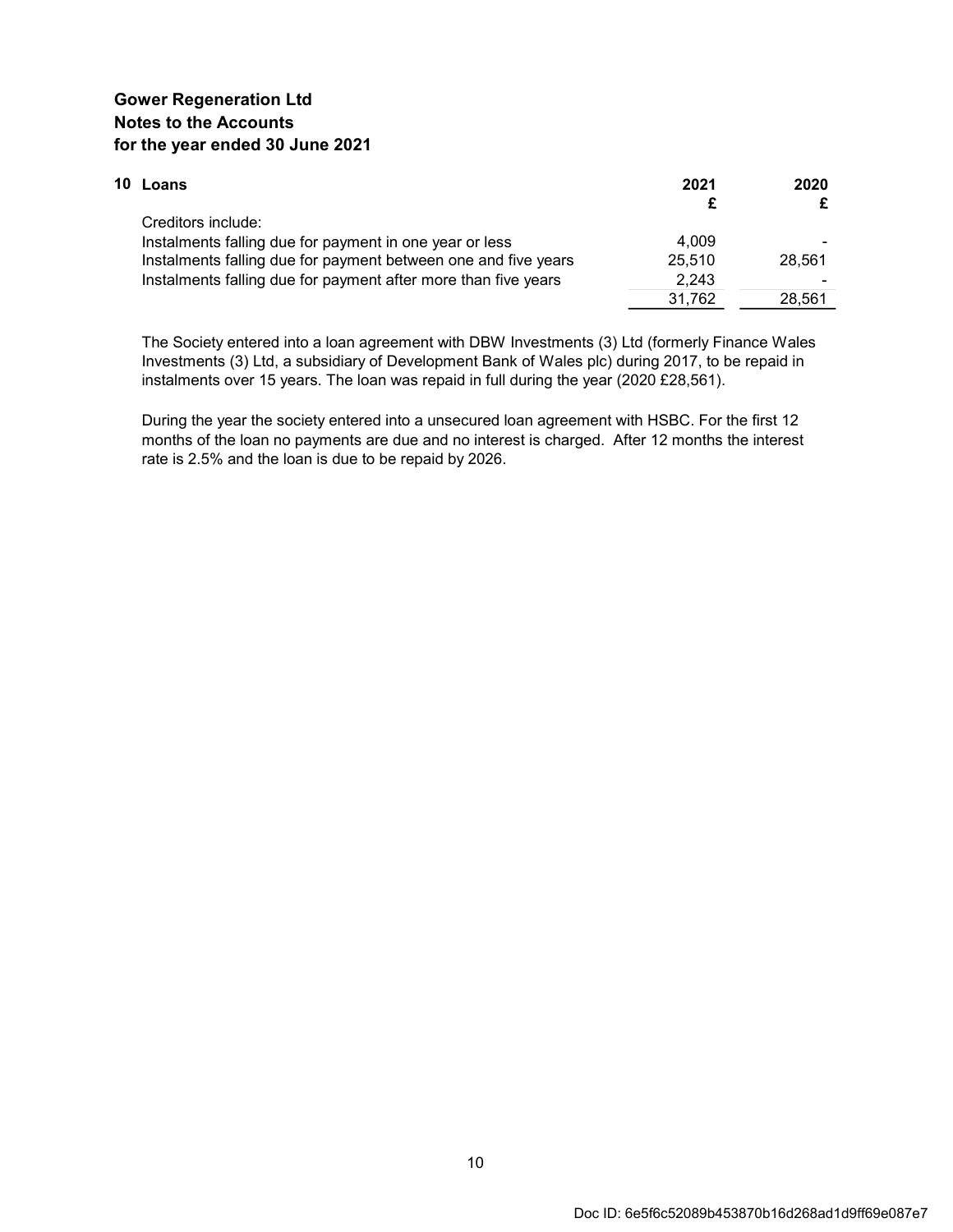**Gower Regeneration Ltd**
**Notes to the Accounts**
**for the year ended 30 June 2021**

| **10 Loans** | **2021** | **2020** |
|---|---|---|
| | **£** | **£** |
| Creditors include: | | |
| Instalments falling due for payment in one year or less | 4,009 | - |
| Instalments falling due for payment between one and five years | 25,510 | 28,561 |
| Instalments falling due for payment after more than five years | 2,243 | - |
| | 31,762 | 28,561 |

The Society entered into a loan agreement with DBW Investments (3) Ltd (formerly Finance Wales Investments (3) Ltd, a subsidiary of Development Bank of Wales plc) during 2017, to be repaid in instalments over 15 years. The loan was repaid in full during the year (2020 £28,561).

During the year the society entered into a unsecured loan agreement with HSBC. For the first 12 months of the loan no payments are due and no interest is charged. After 12 months the interest rate is 2.5% and the loan is due to be repaid by 2026.

Doc ID: 6e5f6c52089b453870b16d268ad1d9ff69e087e7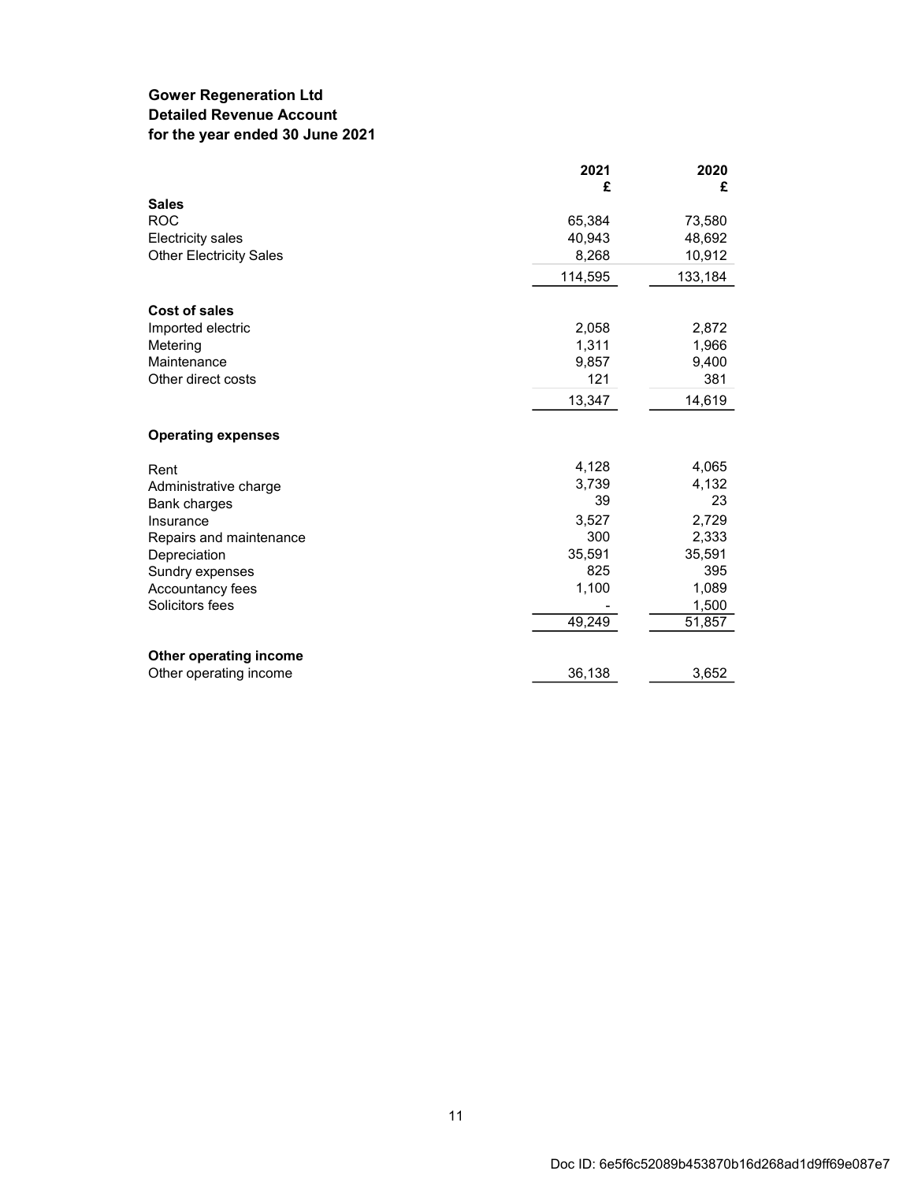**Gower Regeneration Ltd**
**Detailed Revenue Account**
**for the year ended 30 June 2021**

| | 2021 £ | 2020 £ |
|---|---|---|
| **Sales** | | |
| ROC | 65,384 | 73,580 |
| Electricity sales | 40,943 | 48,692 |
| Other Electricity Sales | 8,268 | 10,912 |
| | 114,595 | 133,184 |
| **Cost of sales** | | |
| Imported electric | 2,058 | 2,872 |
| Metering | 1,311 | 1,966 |
| Maintenance | 9,857 | 9,400 |
| Other direct costs | 121 | 381 |
| | 13,347 | 14,619 |
| **Operating expenses** | | |
| Rent | 4,128 | 4,065 |
| Administrative charge | 3,739 | 4,132 |
| Bank charges | 39 | 23 |
| Insurance | 3,527 | 2,729 |
| Repairs and maintenance | 300 | 2,333 |
| Depreciation | 35,591 | 35,591 |
| Sundry expenses | 825 | 395 |
| Accountancy fees | 1,100 | 1,089 |
| Solicitors fees | - | 1,500 |
| | 49,249 | 51,857 |
| **Other operating income** | | |
| Other operating income | 36,138 | 3,652 |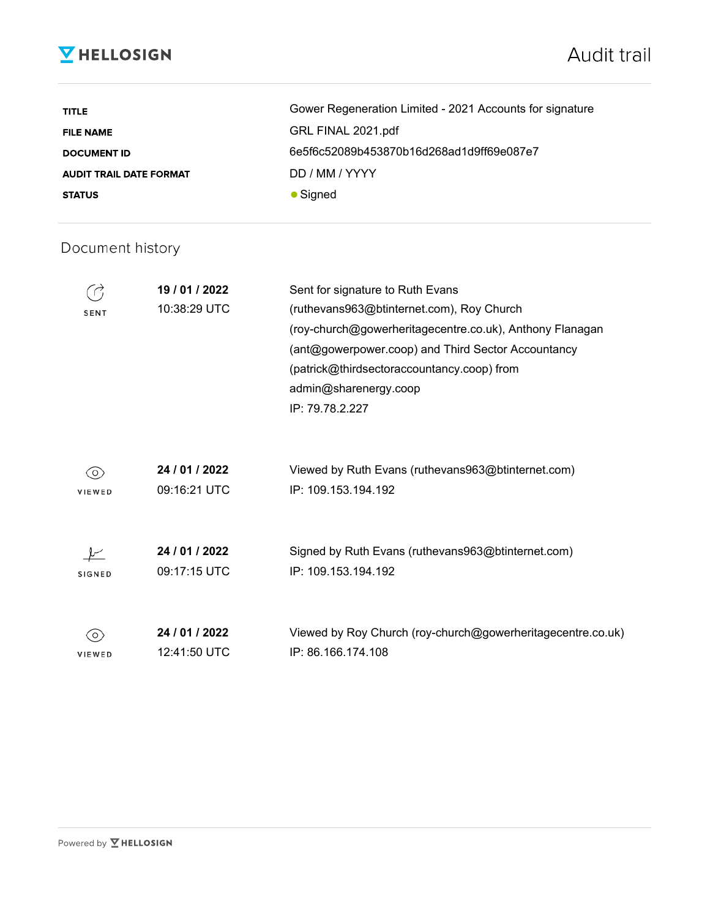HELLOSIGN

# Audit trail

| | |
|---|---|
| **TITLE** | Gower Regeneration Limited - 2021 Accounts for signature |
| **FILE NAME** | GRL FINAL 2021.pdf |
| **DOCUMENT ID** | 6e5f6c52089b453870b16d268ad1d9ff69e087e7 |
| **AUDIT TRAIL DATE FORMAT** | DD / MM / YYYY |
| **STATUS** | ● Signed |

## Document history

| | | |
|---|---|---|
| SENT | **19 / 01 / 2022** 10:38:29 UTC | Sent for signature to Ruth Evans (ruthevans963@btinternet.com), Roy Church (roy-church@gowerheritagecentre.co.uk), Anthony Flanagan (ant@gowerpower.coop) and Third Sector Accountancy (patrick@thirdsectoraccountancy.coop) from admin@sharenergy.coop IP: 79.78.2.227 |
| VIEWED | **24 / 01 / 2022** 09:16:21 UTC | Viewed by Ruth Evans (ruthevans963@btinternet.com) IP: 109.153.194.192 |
| SIGNED | **24 / 01 / 2022** 09:17:15 UTC | Signed by Ruth Evans (ruthevans963@btinternet.com) IP: 109.153.194.192 |
| VIEWED | **24 / 01 / 2022** 12:41:50 UTC | Viewed by Roy Church (roy-church@gowerheritagecentre.co.uk) IP: 86.166.174.108 |

Powered by HELLOSIGN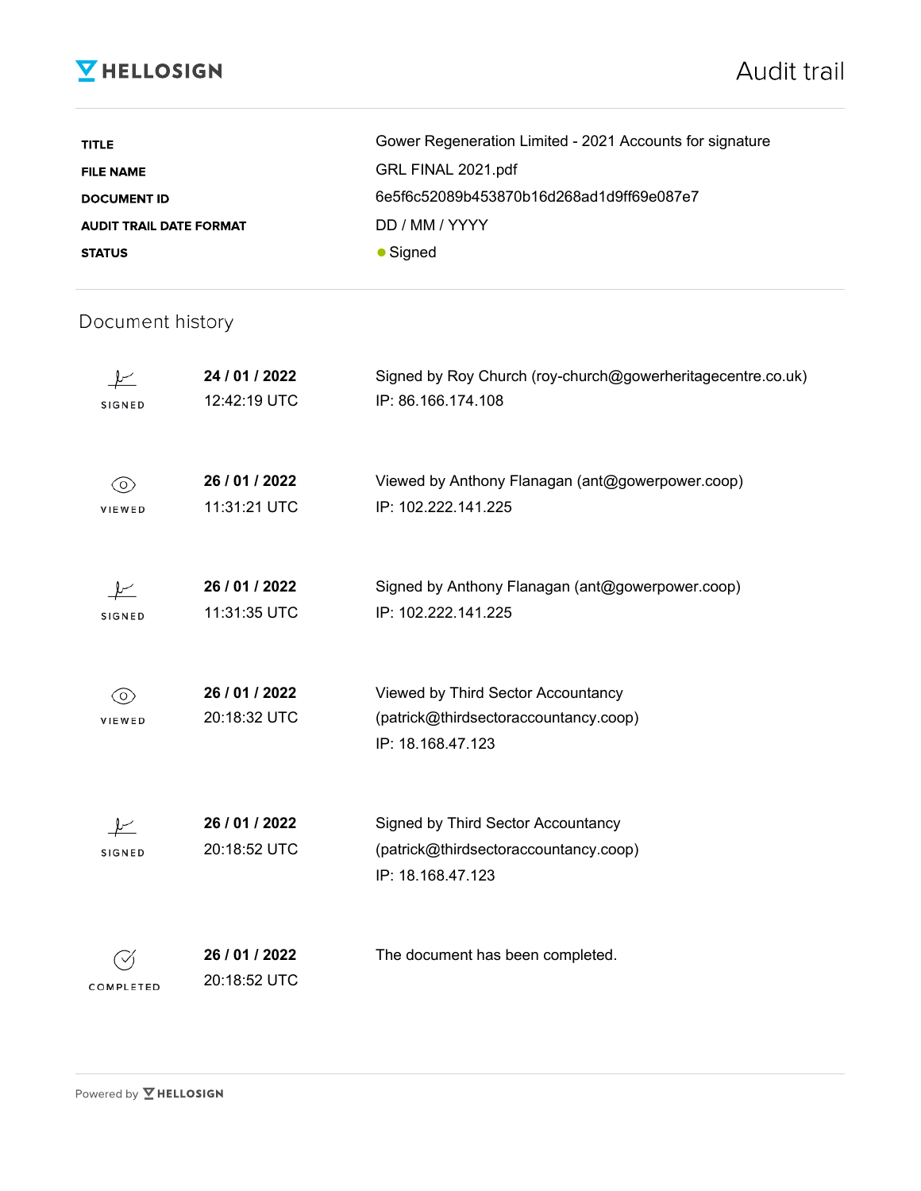# HELLOSIGN

## Audit trail

| | |
|---|---|
| **TITLE** | Gower Regeneration Limited - 2021 Accounts for signature |
| **FILE NAME** | GRL FINAL 2021.pdf |
| **DOCUMENT ID** | 6e5f6c52089b453870b16d268ad1d9ff69e087e7 |
| **AUDIT TRAIL DATE FORMAT** | DD / MM / YYYY |
| **STATUS** | ● Signed |

## Document history

| | | |
|---|---|---|
| SIGNED | **24 / 01 / 2022** 12:42:19 UTC | Signed by Roy Church (roy-church@gowerheritagecentre.co.uk) IP: 86.166.174.108 |
| VIEWED | **26 / 01 / 2022** 11:31:21 UTC | Viewed by Anthony Flanagan (ant@gowerpower.coop) IP: 102.222.141.225 |
| SIGNED | **26 / 01 / 2022** 11:31:35 UTC | Signed by Anthony Flanagan (ant@gowerpower.coop) IP: 102.222.141.225 |
| VIEWED | **26 / 01 / 2022** 20:18:32 UTC | Viewed by Third Sector Accountancy (patrick@thirdsectoraccountancy.coop) IP: 18.168.47.123 |
| SIGNED | **26 / 01 / 2022** 20:18:52 UTC | Signed by Third Sector Accountancy (patrick@thirdsectoraccountancy.coop) IP: 18.168.47.123 |
| COMPLETED | **26 / 01 / 2022** 20:18:52 UTC | The document has been completed. |

Powered by HELLOSIGN